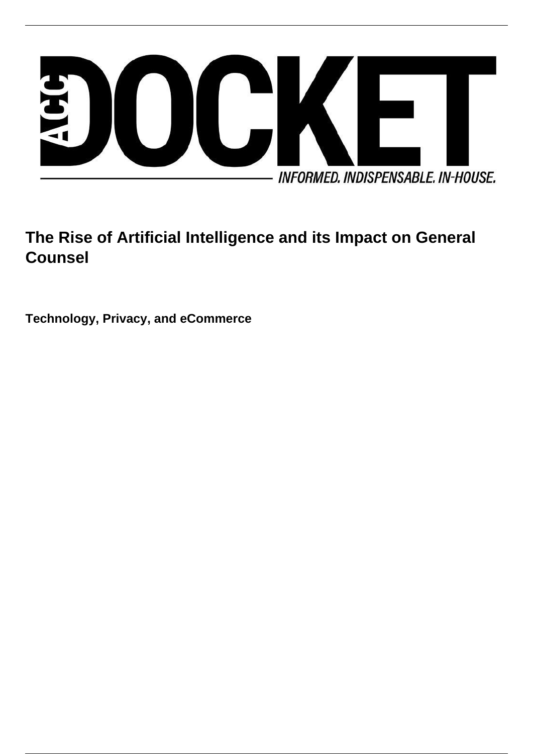# The Rise of Artificial Intelligence and its Impact on General Counsel

**Technology, Privacy, and eCommerce**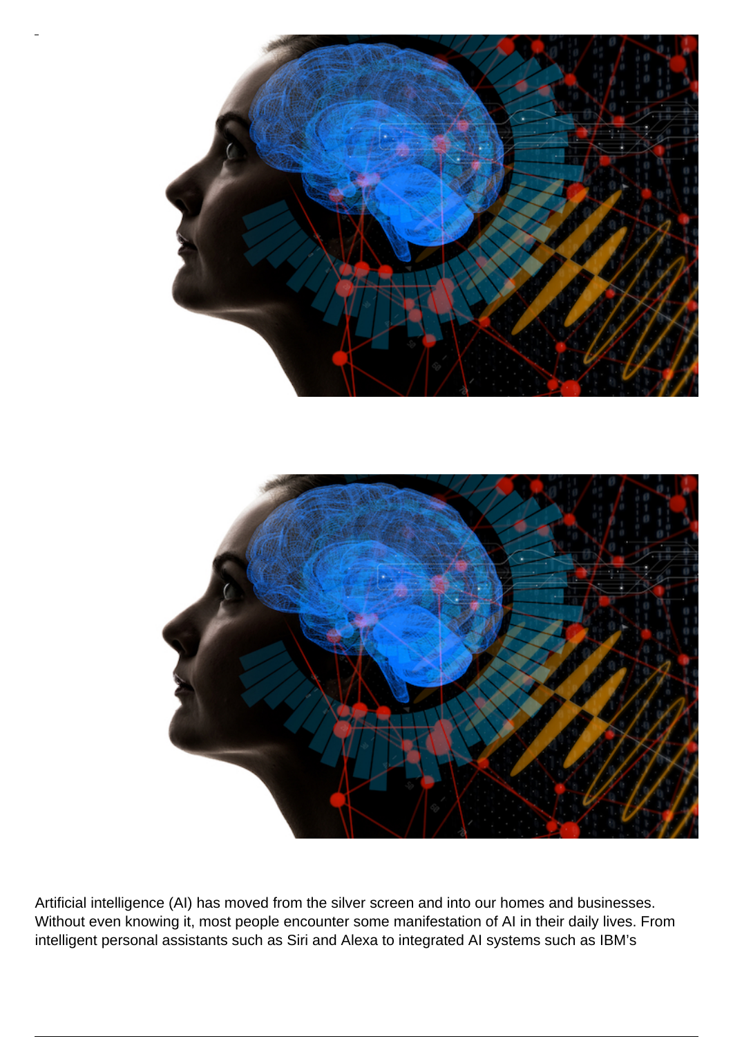Artificial intelligence (AI) has moved from the silver screen and into our homes and businesses. Without even knowing it, most people encounter some manifestation of AI in their daily lives. From intelligent personal assistants such as Siri and Alexa to integrated AI systems such as IBM's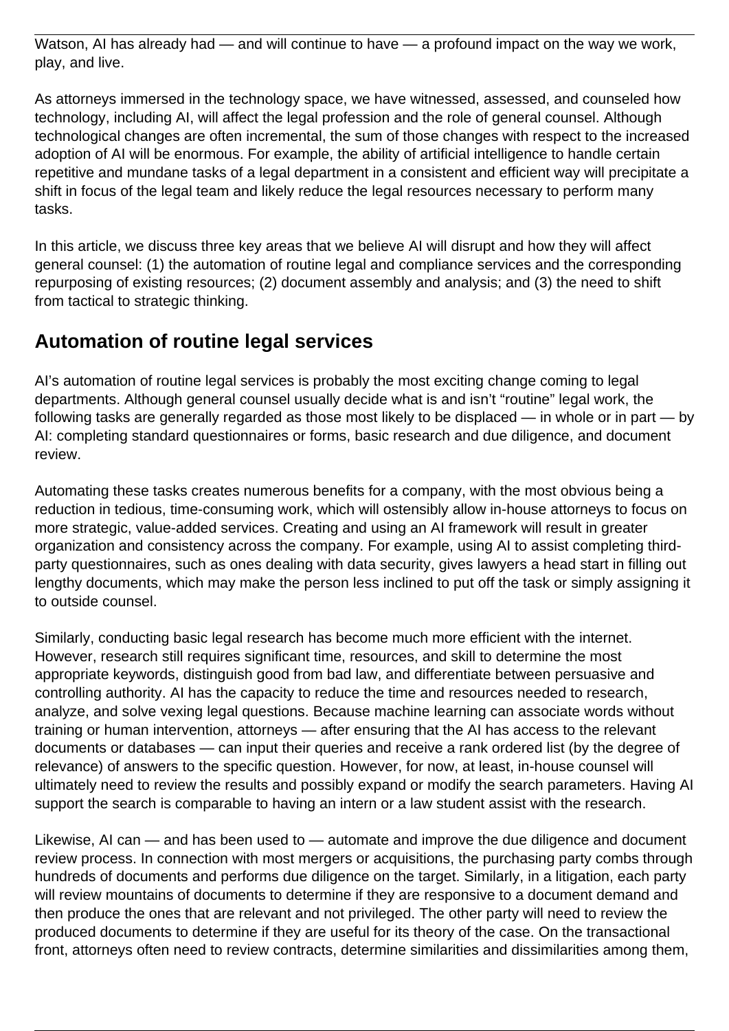Watson, AI has already had — and will continue to have — a profound impact on the way we work, play, and live.

As attorneys immersed in the technology space, we have witnessed, assessed, and counseled how technology, including AI, will affect the legal profession and the role of general counsel. Although technological changes are often incremental, the sum of those changes with respect to the increased adoption of AI will be enormous. For example, the ability of artificial intelligence to handle certain repetitive and mundane tasks of a legal department in a consistent and efficient way will precipitate a shift in focus of the legal team and likely reduce the legal resources necessary to perform many tasks.

In this article, we discuss three key areas that we believe AI will disrupt and how they will affect general counsel: (1) the automation of routine legal and compliance services and the corresponding repurposing of existing resources; (2) document assembly and analysis; and (3) the need to shift from tactical to strategic thinking.

## Automation of routine legal services

AI's automation of routine legal services is probably the most exciting change coming to legal departments. Although general counsel usually decide what is and isn't "routine" legal work, the following tasks are generally regarded as those most likely to be displaced — in whole or in part — by AI: completing standard questionnaires or forms, basic research and due diligence, and document review.

Automating these tasks creates numerous benefits for a company, with the most obvious being a reduction in tedious, time-consuming work, which will ostensibly allow in-house attorneys to focus on more strategic, value-added services. Creating and using an AI framework will result in greater organization and consistency across the company. For example, using AI to assist completing third-party questionnaires, such as ones dealing with data security, gives lawyers a head start in filling out lengthy documents, which may make the person less inclined to put off the task or simply assigning it to outside counsel.

Similarly, conducting basic legal research has become much more efficient with the internet. However, research still requires significant time, resources, and skill to determine the most appropriate keywords, distinguish good from bad law, and differentiate between persuasive and controlling authority. AI has the capacity to reduce the time and resources needed to research, analyze, and solve vexing legal questions. Because machine learning can associate words without training or human intervention, attorneys — after ensuring that the AI has access to the relevant documents or databases — can input their queries and receive a rank ordered list (by the degree of relevance) of answers to the specific question. However, for now, at least, in-house counsel will ultimately need to review the results and possibly expand or modify the search parameters. Having AI support the search is comparable to having an intern or a law student assist with the research.

Likewise, AI can — and has been used to — automate and improve the due diligence and document review process. In connection with most mergers or acquisitions, the purchasing party combs through hundreds of documents and performs due diligence on the target. Similarly, in a litigation, each party will review mountains of documents to determine if they are responsive to a document demand and then produce the ones that are relevant and not privileged. The other party will need to review the produced documents to determine if they are useful for its theory of the case. On the transactional front, attorneys often need to review contracts, determine similarities and dissimilarities among them,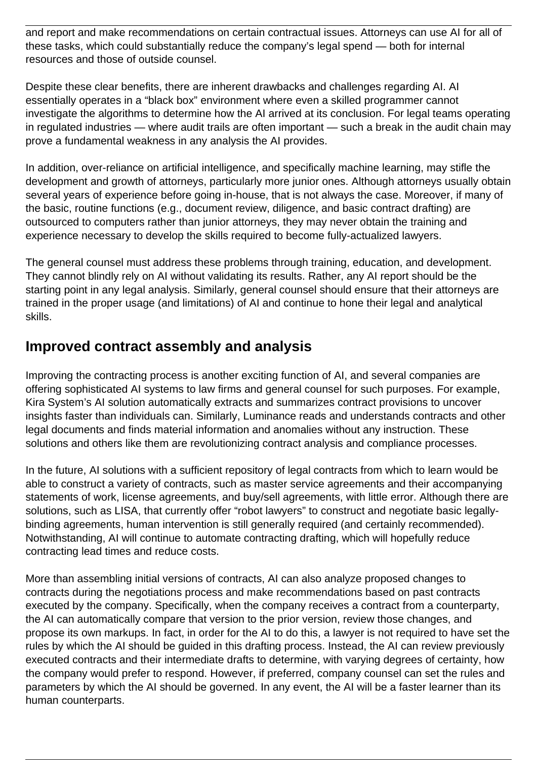and report and make recommendations on certain contractual issues. Attorneys can use AI for all of these tasks, which could substantially reduce the company's legal spend — both for internal resources and those of outside counsel.

Despite these clear benefits, there are inherent drawbacks and challenges regarding AI. AI essentially operates in a "black box" environment where even a skilled programmer cannot investigate the algorithms to determine how the AI arrived at its conclusion. For legal teams operating in regulated industries — where audit trails are often important — such a break in the audit chain may prove a fundamental weakness in any analysis the AI provides.

In addition, over-reliance on artificial intelligence, and specifically machine learning, may stifle the development and growth of attorneys, particularly more junior ones. Although attorneys usually obtain several years of experience before going in-house, that is not always the case. Moreover, if many of the basic, routine functions (e.g., document review, diligence, and basic contract drafting) are outsourced to computers rather than junior attorneys, they may never obtain the training and experience necessary to develop the skills required to become fully-actualized lawyers.

The general counsel must address these problems through training, education, and development. They cannot blindly rely on AI without validating its results. Rather, any AI report should be the starting point in any legal analysis. Similarly, general counsel should ensure that their attorneys are trained in the proper usage (and limitations) of AI and continue to hone their legal and analytical skills.

## Improved contract assembly and analysis

Improving the contracting process is another exciting function of AI, and several companies are offering sophisticated AI systems to law firms and general counsel for such purposes. For example, Kira System's AI solution automatically extracts and summarizes contract provisions to uncover insights faster than individuals can. Similarly, Luminance reads and understands contracts and other legal documents and finds material information and anomalies without any instruction. These solutions and others like them are revolutionizing contract analysis and compliance processes.

In the future, AI solutions with a sufficient repository of legal contracts from which to learn would be able to construct a variety of contracts, such as master service agreements and their accompanying statements of work, license agreements, and buy/sell agreements, with little error. Although there are solutions, such as LISA, that currently offer "robot lawyers" to construct and negotiate basic legally-binding agreements, human intervention is still generally required (and certainly recommended). Notwithstanding, AI will continue to automate contracting drafting, which will hopefully reduce contracting lead times and reduce costs.

More than assembling initial versions of contracts, AI can also analyze proposed changes to contracts during the negotiations process and make recommendations based on past contracts executed by the company. Specifically, when the company receives a contract from a counterparty, the AI can automatically compare that version to the prior version, review those changes, and propose its own markups. In fact, in order for the AI to do this, a lawyer is not required to have set the rules by which the AI should be guided in this drafting process. Instead, the AI can review previously executed contracts and their intermediate drafts to determine, with varying degrees of certainty, how the company would prefer to respond. However, if preferred, company counsel can set the rules and parameters by which the AI should be governed. In any event, the AI will be a faster learner than its human counterparts.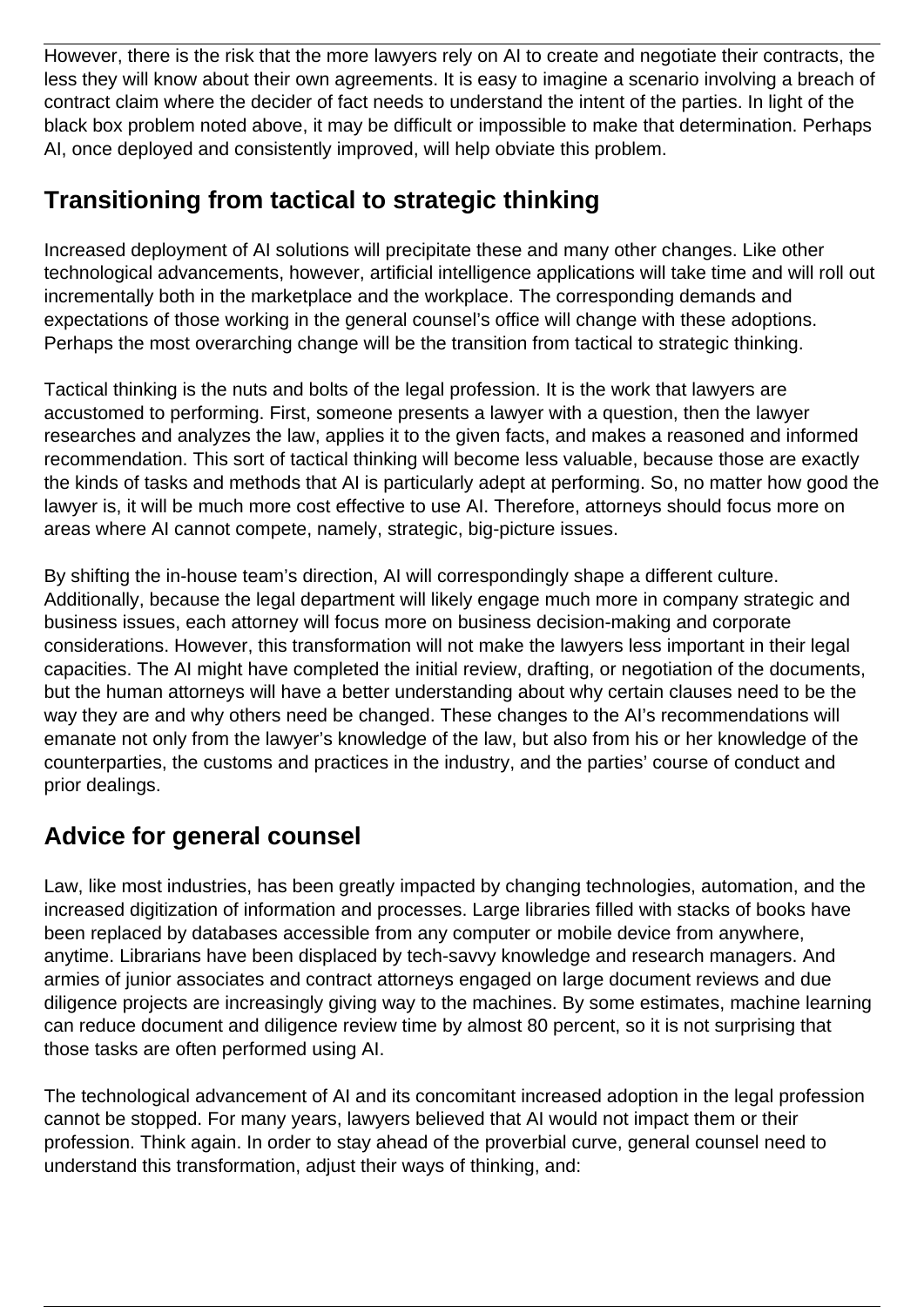However, there is the risk that the more lawyers rely on AI to create and negotiate their contracts, the less they will know about their own agreements. It is easy to imagine a scenario involving a breach of contract claim where the decider of fact needs to understand the intent of the parties. In light of the black box problem noted above, it may be difficult or impossible to make that determination. Perhaps AI, once deployed and consistently improved, will help obviate this problem.

## Transitioning from tactical to strategic thinking

Increased deployment of AI solutions will precipitate these and many other changes. Like other technological advancements, however, artificial intelligence applications will take time and will roll out incrementally both in the marketplace and the workplace. The corresponding demands and expectations of those working in the general counsel's office will change with these adoptions. Perhaps the most overarching change will be the transition from tactical to strategic thinking.

Tactical thinking is the nuts and bolts of the legal profession. It is the work that lawyers are accustomed to performing. First, someone presents a lawyer with a question, then the lawyer researches and analyzes the law, applies it to the given facts, and makes a reasoned and informed recommendation. This sort of tactical thinking will become less valuable, because those are exactly the kinds of tasks and methods that AI is particularly adept at performing. So, no matter how good the lawyer is, it will be much more cost effective to use AI. Therefore, attorneys should focus more on areas where AI cannot compete, namely, strategic, big-picture issues.

By shifting the in-house team's direction, AI will correspondingly shape a different culture. Additionally, because the legal department will likely engage much more in company strategic and business issues, each attorney will focus more on business decision-making and corporate considerations. However, this transformation will not make the lawyers less important in their legal capacities. The AI might have completed the initial review, drafting, or negotiation of the documents, but the human attorneys will have a better understanding about why certain clauses need to be the way they are and why others need be changed. These changes to the AI's recommendations will emanate not only from the lawyer's knowledge of the law, but also from his or her knowledge of the counterparties, the customs and practices in the industry, and the parties' course of conduct and prior dealings.

## Advice for general counsel

Law, like most industries, has been greatly impacted by changing technologies, automation, and the increased digitization of information and processes. Large libraries filled with stacks of books have been replaced by databases accessible from any computer or mobile device from anywhere, anytime. Librarians have been displaced by tech-savvy knowledge and research managers. And armies of junior associates and contract attorneys engaged on large document reviews and due diligence projects are increasingly giving way to the machines. By some estimates, machine learning can reduce document and diligence review time by almost 80 percent, so it is not surprising that those tasks are often performed using AI.

The technological advancement of AI and its concomitant increased adoption in the legal profession cannot be stopped. For many years, lawyers believed that AI would not impact them or their profession. Think again. In order to stay ahead of the proverbial curve, general counsel need to understand this transformation, adjust their ways of thinking, and: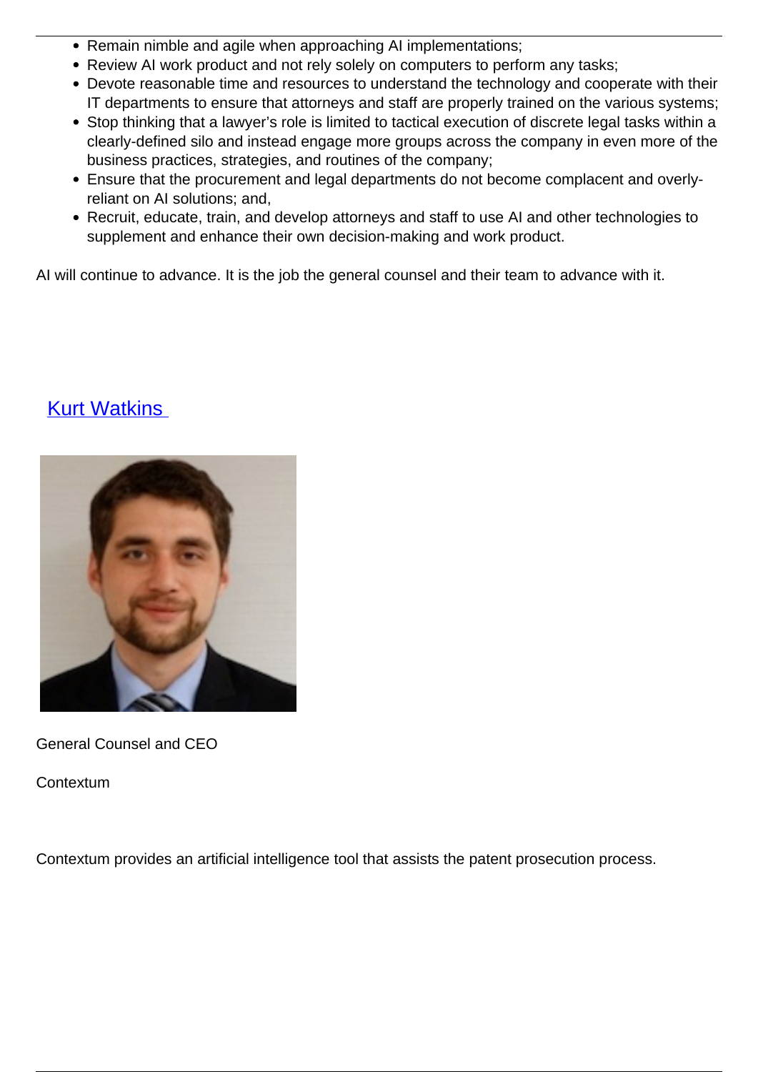- Remain nimble and agile when approaching AI implementations;
- Review AI work product and not rely solely on computers to perform any tasks;
- Devote reasonable time and resources to understand the technology and cooperate with their IT departments to ensure that attorneys and staff are properly trained on the various systems;
- Stop thinking that a lawyer's role is limited to tactical execution of discrete legal tasks within a clearly-defined silo and instead engage more groups across the company in even more of the business practices, strategies, and routines of the company;
- Ensure that the procurement and legal departments do not become complacent and overly-reliant on AI solutions; and,
- Recruit, educate, train, and develop attorneys and staff to use AI and other technologies to supplement and enhance their own decision-making and work product.

AI will continue to advance. It is the job the general counsel and their team to advance with it.

## Kurt Watkins

General Counsel and CEO

Contextum

Contextum provides an artificial intelligence tool that assists the patent prosecution process.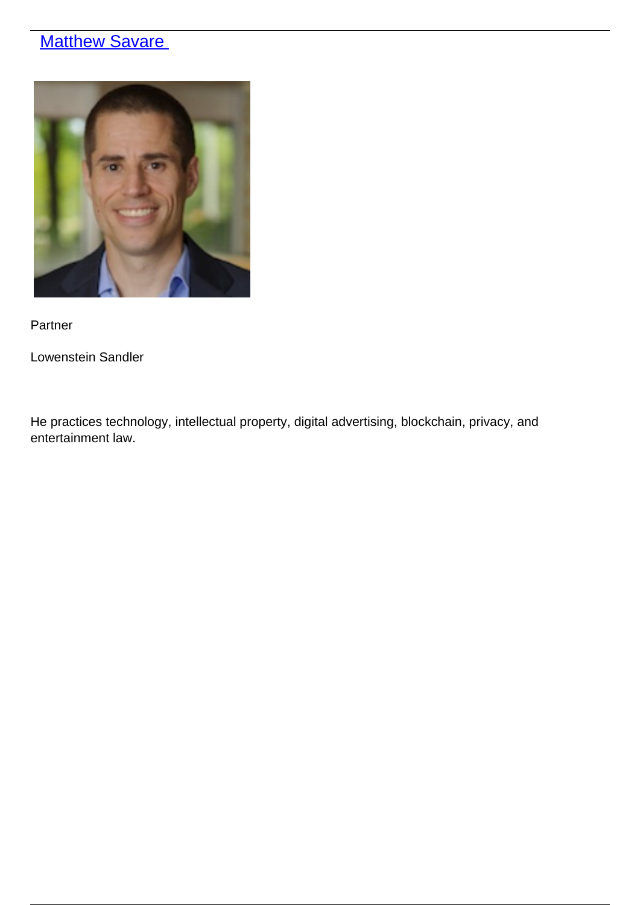# [Matthew Savare]

Partner

Lowenstein Sandler

He practices technology, intellectual property, digital advertising, blockchain, privacy, and entertainment law.